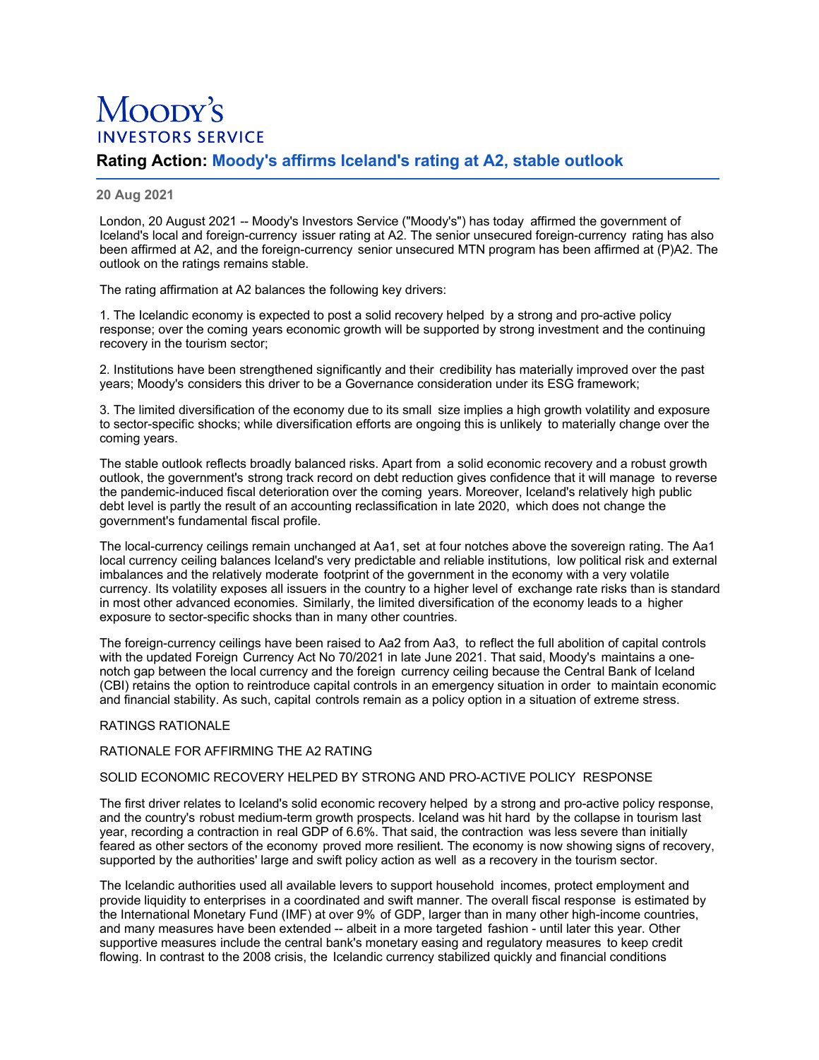# Moody's Investors Service

## Rating Action: Moody's affirms Iceland's rating at A2, stable outlook

**20 Aug 2021**

London, 20 August 2021 -- Moody's Investors Service ("Moody's") has today affirmed the government of Iceland's local and foreign-currency issuer rating at A2. The senior unsecured foreign-currency rating has also been affirmed at A2, and the foreign-currency senior unsecured MTN program has been affirmed at (P)A2. The outlook on the ratings remains stable.

The rating affirmation at A2 balances the following key drivers:

1. The Icelandic economy is expected to post a solid recovery helped by a strong and pro-active policy response; over the coming years economic growth will be supported by strong investment and the continuing recovery in the tourism sector;

2. Institutions have been strengthened significantly and their credibility has materially improved over the past years; Moody's considers this driver to be a Governance consideration under its ESG framework;

3. The limited diversification of the economy due to its small size implies a high growth volatility and exposure to sector-specific shocks; while diversification efforts are ongoing this is unlikely to materially change over the coming years.

The stable outlook reflects broadly balanced risks. Apart from a solid economic recovery and a robust growth outlook, the government's strong track record on debt reduction gives confidence that it will manage to reverse the pandemic-induced fiscal deterioration over the coming years. Moreover, Iceland's relatively high public debt level is partly the result of an accounting reclassification in late 2020, which does not change the government's fundamental fiscal profile.

The local-currency ceilings remain unchanged at Aa1, set at four notches above the sovereign rating. The Aa1 local currency ceiling balances Iceland's very predictable and reliable institutions, low political risk and external imbalances and the relatively moderate footprint of the government in the economy with a very volatile currency. Its volatility exposes all issuers in the country to a higher level of exchange rate risks than is standard in most other advanced economies. Similarly, the limited diversification of the economy leads to a higher exposure to sector-specific shocks than in many other countries.

The foreign-currency ceilings have been raised to Aa2 from Aa3, to reflect the full abolition of capital controls with the updated Foreign Currency Act No 70/2021 in late June 2021. That said, Moody's maintains a one-notch gap between the local currency and the foreign currency ceiling because the Central Bank of Iceland (CBI) retains the option to reintroduce capital controls in an emergency situation in order to maintain economic and financial stability. As such, capital controls remain as a policy option in a situation of extreme stress.

RATINGS RATIONALE

RATIONALE FOR AFFIRMING THE A2 RATING

SOLID ECONOMIC RECOVERY HELPED BY STRONG AND PRO-ACTIVE POLICY RESPONSE

The first driver relates to Iceland's solid economic recovery helped by a strong and pro-active policy response, and the country's robust medium-term growth prospects. Iceland was hit hard by the collapse in tourism last year, recording a contraction in real GDP of 6.6%. That said, the contraction was less severe than initially feared as other sectors of the economy proved more resilient. The economy is now showing signs of recovery, supported by the authorities' large and swift policy action as well as a recovery in the tourism sector.

The Icelandic authorities used all available levers to support household incomes, protect employment and provide liquidity to enterprises in a coordinated and swift manner. The overall fiscal response is estimated by the International Monetary Fund (IMF) at over 9% of GDP, larger than in many other high-income countries, and many measures have been extended -- albeit in a more targeted fashion - until later this year. Other supportive measures include the central bank's monetary easing and regulatory measures to keep credit flowing. In contrast to the 2008 crisis, the Icelandic currency stabilized quickly and financial conditions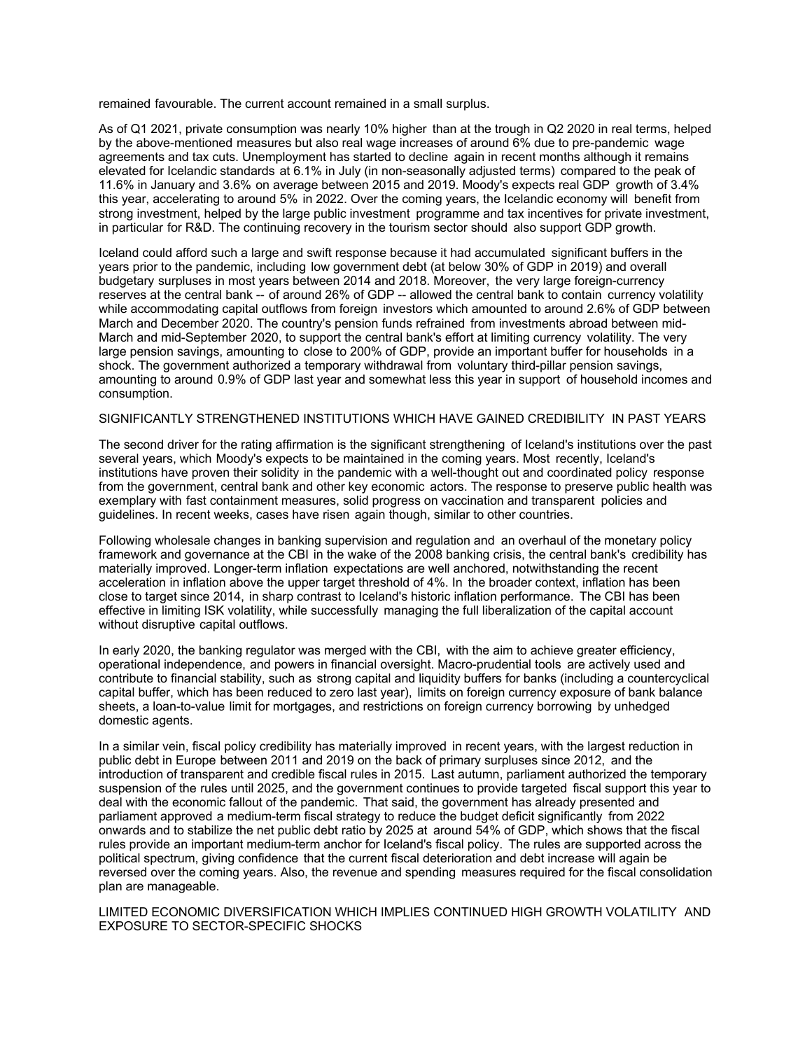remained favourable. The current account remained in a small surplus.

As of Q1 2021, private consumption was nearly 10% higher than at the trough in Q2 2020 in real terms, helped by the above-mentioned measures but also real wage increases of around 6% due to pre-pandemic wage agreements and tax cuts. Unemployment has started to decline again in recent months although it remains elevated for Icelandic standards at 6.1% in July (in non-seasonally adjusted terms) compared to the peak of 11.6% in January and 3.6% on average between 2015 and 2019. Moody's expects real GDP growth of 3.4% this year, accelerating to around 5% in 2022. Over the coming years, the Icelandic economy will benefit from strong investment, helped by the large public investment programme and tax incentives for private investment, in particular for R&D. The continuing recovery in the tourism sector should also support GDP growth.

Iceland could afford such a large and swift response because it had accumulated significant buffers in the years prior to the pandemic, including low government debt (at below 30% of GDP in 2019) and overall budgetary surpluses in most years between 2014 and 2018. Moreover, the very large foreign-currency reserves at the central bank -- of around 26% of GDP -- allowed the central bank to contain currency volatility while accommodating capital outflows from foreign investors which amounted to around 2.6% of GDP between March and December 2020. The country's pension funds refrained from investments abroad between mid-March and mid-September 2020, to support the central bank's effort at limiting currency volatility. The very large pension savings, amounting to close to 200% of GDP, provide an important buffer for households in a shock. The government authorized a temporary withdrawal from voluntary third-pillar pension savings, amounting to around 0.9% of GDP last year and somewhat less this year in support of household incomes and consumption.

SIGNIFICANTLY STRENGTHENED INSTITUTIONS WHICH HAVE GAINED CREDIBILITY IN PAST YEARS

The second driver for the rating affirmation is the significant strengthening of Iceland's institutions over the past several years, which Moody's expects to be maintained in the coming years. Most recently, Iceland's institutions have proven their solidity in the pandemic with a well-thought out and coordinated policy response from the government, central bank and other key economic actors. The response to preserve public health was exemplary with fast containment measures, solid progress on vaccination and transparent policies and guidelines. In recent weeks, cases have risen again though, similar to other countries.

Following wholesale changes in banking supervision and regulation and an overhaul of the monetary policy framework and governance at the CBI in the wake of the 2008 banking crisis, the central bank's credibility has materially improved. Longer-term inflation expectations are well anchored, notwithstanding the recent acceleration in inflation above the upper target threshold of 4%. In the broader context, inflation has been close to target since 2014, in sharp contrast to Iceland's historic inflation performance. The CBI has been effective in limiting ISK volatility, while successfully managing the full liberalization of the capital account without disruptive capital outflows.

In early 2020, the banking regulator was merged with the CBI, with the aim to achieve greater efficiency, operational independence, and powers in financial oversight. Macro-prudential tools are actively used and contribute to financial stability, such as strong capital and liquidity buffers for banks (including a countercyclical capital buffer, which has been reduced to zero last year), limits on foreign currency exposure of bank balance sheets, a loan-to-value limit for mortgages, and restrictions on foreign currency borrowing by unhedged domestic agents.

In a similar vein, fiscal policy credibility has materially improved in recent years, with the largest reduction in public debt in Europe between 2011 and 2019 on the back of primary surpluses since 2012, and the introduction of transparent and credible fiscal rules in 2015. Last autumn, parliament authorized the temporary suspension of the rules until 2025, and the government continues to provide targeted fiscal support this year to deal with the economic fallout of the pandemic. That said, the government has already presented and parliament approved a medium-term fiscal strategy to reduce the budget deficit significantly from 2022 onwards and to stabilize the net public debt ratio by 2025 at around 54% of GDP, which shows that the fiscal rules provide an important medium-term anchor for Iceland's fiscal policy. The rules are supported across the political spectrum, giving confidence that the current fiscal deterioration and debt increase will again be reversed over the coming years. Also, the revenue and spending measures required for the fiscal consolidation plan are manageable.

LIMITED ECONOMIC DIVERSIFICATION WHICH IMPLIES CONTINUED HIGH GROWTH VOLATILITY AND EXPOSURE TO SECTOR-SPECIFIC SHOCKS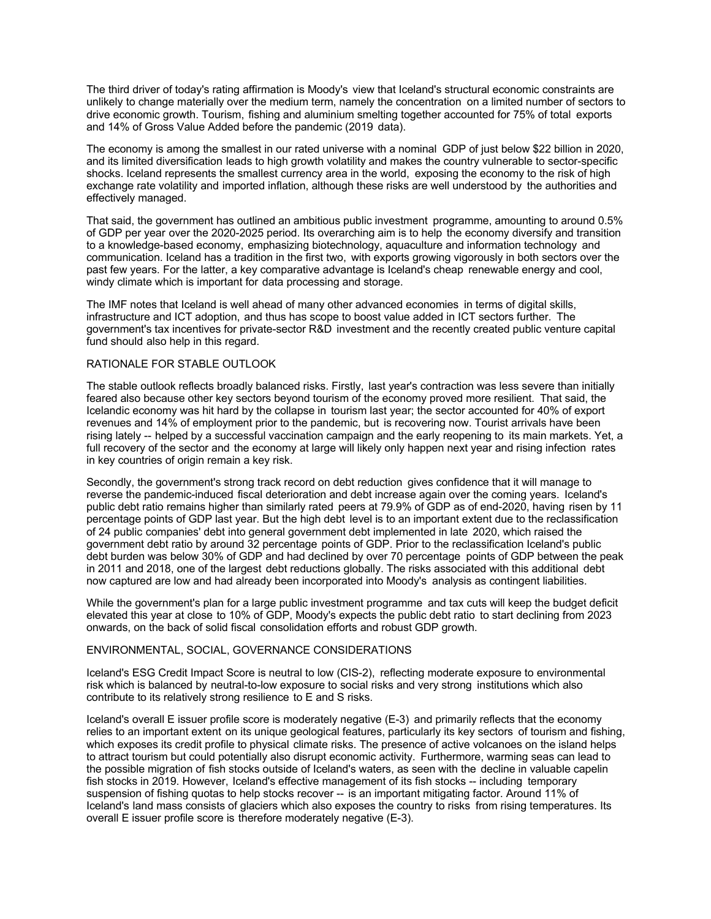The third driver of today's rating affirmation is Moody's view that Iceland's structural economic constraints are unlikely to change materially over the medium term, namely the concentration on a limited number of sectors to drive economic growth. Tourism, fishing and aluminium smelting together accounted for 75% of total exports and 14% of Gross Value Added before the pandemic (2019 data).

The economy is among the smallest in our rated universe with a nominal GDP of just below $22 billion in 2020, and its limited diversification leads to high growth volatility and makes the country vulnerable to sector-specific shocks. Iceland represents the smallest currency area in the world, exposing the economy to the risk of high exchange rate volatility and imported inflation, although these risks are well understood by the authorities and effectively managed.

That said, the government has outlined an ambitious public investment programme, amounting to around 0.5% of GDP per year over the 2020-2025 period. Its overarching aim is to help the economy diversify and transition to a knowledge-based economy, emphasizing biotechnology, aquaculture and information technology and communication. Iceland has a tradition in the first two, with exports growing vigorously in both sectors over the past few years. For the latter, a key comparative advantage is Iceland's cheap renewable energy and cool, windy climate which is important for data processing and storage.

The IMF notes that Iceland is well ahead of many other advanced economies in terms of digital skills, infrastructure and ICT adoption, and thus has scope to boost value added in ICT sectors further. The government's tax incentives for private-sector R&D investment and the recently created public venture capital fund should also help in this regard.

RATIONALE FOR STABLE OUTLOOK

The stable outlook reflects broadly balanced risks. Firstly, last year's contraction was less severe than initially feared also because other key sectors beyond tourism of the economy proved more resilient. That said, the Icelandic economy was hit hard by the collapse in tourism last year; the sector accounted for 40% of export revenues and 14% of employment prior to the pandemic, but is recovering now. Tourist arrivals have been rising lately -- helped by a successful vaccination campaign and the early reopening to its main markets. Yet, a full recovery of the sector and the economy at large will likely only happen next year and rising infection rates in key countries of origin remain a key risk.

Secondly, the government's strong track record on debt reduction gives confidence that it will manage to reverse the pandemic-induced fiscal deterioration and debt increase again over the coming years. Iceland's public debt ratio remains higher than similarly rated peers at 79.9% of GDP as of end-2020, having risen by 11 percentage points of GDP last year. But the high debt level is to an important extent due to the reclassification of 24 public companies' debt into general government debt implemented in late 2020, which raised the government debt ratio by around 32 percentage points of GDP. Prior to the reclassification Iceland's public debt burden was below 30% of GDP and had declined by over 70 percentage points of GDP between the peak in 2011 and 2018, one of the largest debt reductions globally. The risks associated with this additional debt now captured are low and had already been incorporated into Moody's analysis as contingent liabilities.

While the government's plan for a large public investment programme and tax cuts will keep the budget deficit elevated this year at close to 10% of GDP, Moody's expects the public debt ratio to start declining from 2023 onwards, on the back of solid fiscal consolidation efforts and robust GDP growth.

ENVIRONMENTAL, SOCIAL, GOVERNANCE CONSIDERATIONS

Iceland's ESG Credit Impact Score is neutral to low (CIS-2), reflecting moderate exposure to environmental risk which is balanced by neutral-to-low exposure to social risks and very strong institutions which also contribute to its relatively strong resilience to E and S risks.

Iceland's overall E issuer profile score is moderately negative (E-3) and primarily reflects that the economy relies to an important extent on its unique geological features, particularly its key sectors of tourism and fishing, which exposes its credit profile to physical climate risks. The presence of active volcanoes on the island helps to attract tourism but could potentially also disrupt economic activity. Furthermore, warming seas can lead to the possible migration of fish stocks outside of Iceland's waters, as seen with the decline in valuable capelin fish stocks in 2019. However, Iceland's effective management of its fish stocks -- including temporary suspension of fishing quotas to help stocks recover -- is an important mitigating factor. Around 11% of Iceland's land mass consists of glaciers which also exposes the country to risks from rising temperatures. Its overall E issuer profile score is therefore moderately negative (E-3).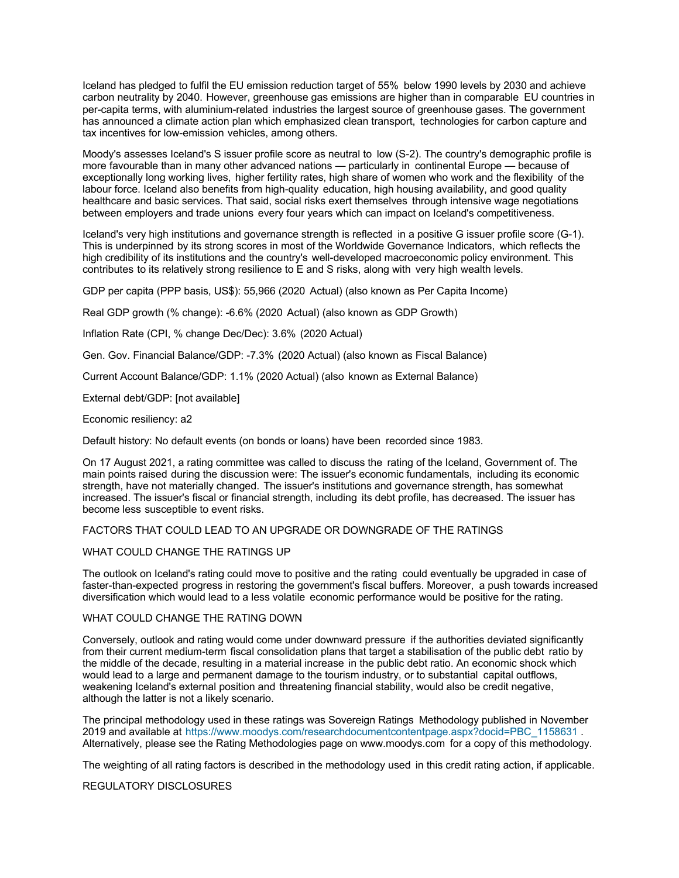Iceland has pledged to fulfil the EU emission reduction target of 55% below 1990 levels by 2030 and achieve carbon neutrality by 2040. However, greenhouse gas emissions are higher than in comparable EU countries in per-capita terms, with aluminium-related industries the largest source of greenhouse gases. The government has announced a climate action plan which emphasized clean transport, technologies for carbon capture and tax incentives for low-emission vehicles, among others.

Moody's assesses Iceland's S issuer profile score as neutral to low (S-2). The country's demographic profile is more favourable than in many other advanced nations — particularly in continental Europe — because of exceptionally long working lives, higher fertility rates, high share of women who work and the flexibility of the labour force. Iceland also benefits from high-quality education, high housing availability, and good quality healthcare and basic services. That said, social risks exert themselves through intensive wage negotiations between employers and trade unions every four years which can impact on Iceland's competitiveness.

Iceland's very high institutions and governance strength is reflected in a positive G issuer profile score (G-1). This is underpinned by its strong scores in most of the Worldwide Governance Indicators, which reflects the high credibility of its institutions and the country's well-developed macroeconomic policy environment. This contributes to its relatively strong resilience to E and S risks, along with very high wealth levels.

GDP per capita (PPP basis, US$): 55,966 (2020 Actual) (also known as Per Capita Income)

Real GDP growth (% change): -6.6% (2020 Actual) (also known as GDP Growth)

Inflation Rate (CPI, % change Dec/Dec): 3.6% (2020 Actual)

Gen. Gov. Financial Balance/GDP: -7.3% (2020 Actual) (also known as Fiscal Balance)

Current Account Balance/GDP: 1.1% (2020 Actual) (also known as External Balance)

External debt/GDP: [not available]

Economic resiliency: a2

Default history: No default events (on bonds or loans) have been recorded since 1983.

On 17 August 2021, a rating committee was called to discuss the rating of the Iceland, Government of. The main points raised during the discussion were: The issuer's economic fundamentals, including its economic strength, have not materially changed. The issuer's institutions and governance strength, has somewhat increased. The issuer's fiscal or financial strength, including its debt profile, has decreased. The issuer has become less susceptible to event risks.

FACTORS THAT COULD LEAD TO AN UPGRADE OR DOWNGRADE OF THE RATINGS

WHAT COULD CHANGE THE RATINGS UP

The outlook on Iceland's rating could move to positive and the rating could eventually be upgraded in case of faster-than-expected progress in restoring the government's fiscal buffers. Moreover, a push towards increased diversification which would lead to a less volatile economic performance would be positive for the rating.

WHAT COULD CHANGE THE RATING DOWN

Conversely, outlook and rating would come under downward pressure if the authorities deviated significantly from their current medium-term fiscal consolidation plans that target a stabilisation of the public debt ratio by the middle of the decade, resulting in a material increase in the public debt ratio. An economic shock which would lead to a large and permanent damage to the tourism industry, or to substantial capital outflows, weakening Iceland's external position and threatening financial stability, would also be credit negative, although the latter is not a likely scenario.

The principal methodology used in these ratings was Sovereign Ratings Methodology published in November 2019 and available at https://www.moodys.com/researchdocumentcontentpage.aspx?docid=PBC_1158631 . Alternatively, please see the Rating Methodologies page on www.moodys.com for a copy of this methodology.

The weighting of all rating factors is described in the methodology used in this credit rating action, if applicable.

REGULATORY DISCLOSURES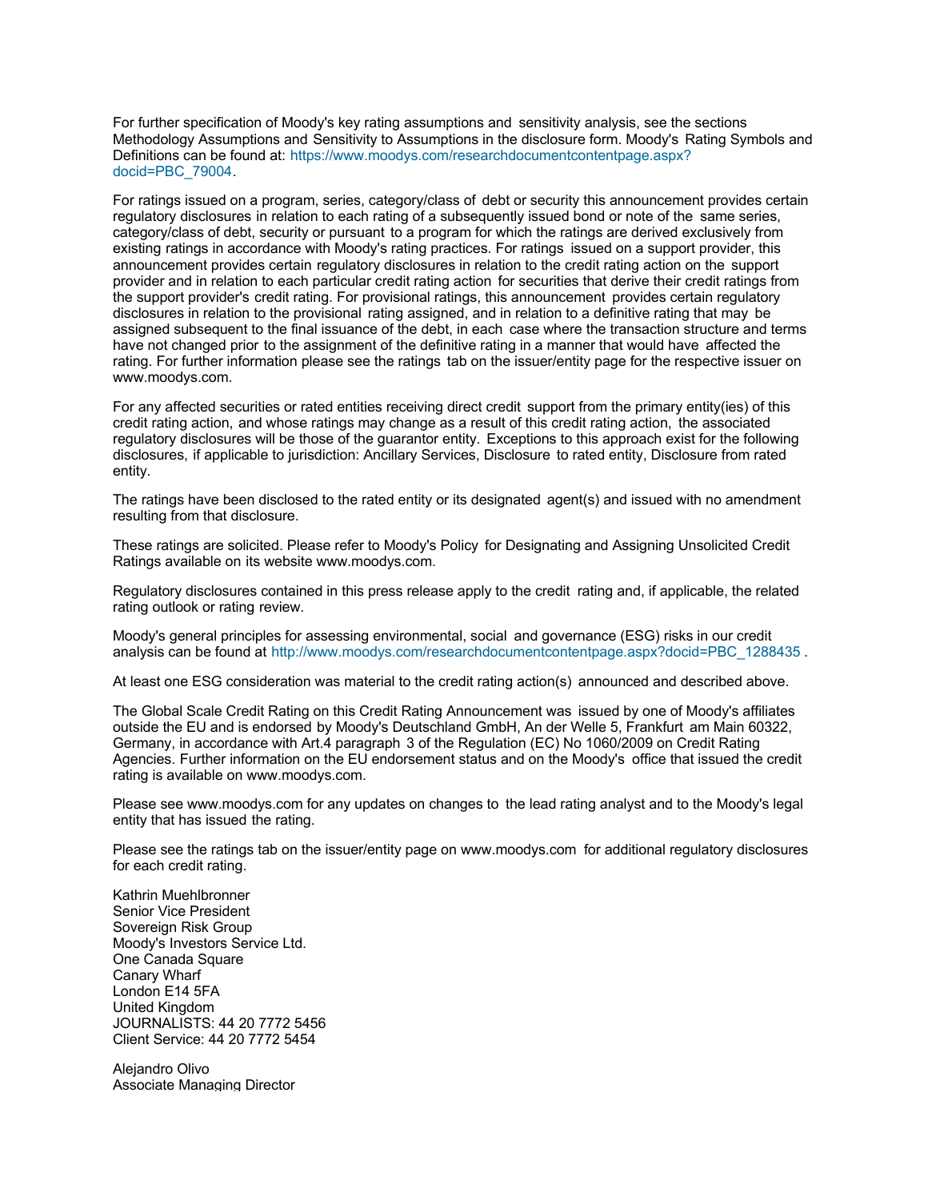For further specification of Moody's key rating assumptions and sensitivity analysis, see the sections Methodology Assumptions and Sensitivity to Assumptions in the disclosure form. Moody's Rating Symbols and Definitions can be found at: https://www.moodys.com/researchdocumentcontentpage.aspx?docid=PBC_79004.

For ratings issued on a program, series, category/class of debt or security this announcement provides certain regulatory disclosures in relation to each rating of a subsequently issued bond or note of the same series, category/class of debt, security or pursuant to a program for which the ratings are derived exclusively from existing ratings in accordance with Moody's rating practices. For ratings issued on a support provider, this announcement provides certain regulatory disclosures in relation to the credit rating action on the support provider and in relation to each particular credit rating action for securities that derive their credit ratings from the support provider's credit rating. For provisional ratings, this announcement provides certain regulatory disclosures in relation to the provisional rating assigned, and in relation to a definitive rating that may be assigned subsequent to the final issuance of the debt, in each case where the transaction structure and terms have not changed prior to the assignment of the definitive rating in a manner that would have affected the rating. For further information please see the ratings tab on the issuer/entity page for the respective issuer on www.moodys.com.

For any affected securities or rated entities receiving direct credit support from the primary entity(ies) of this credit rating action, and whose ratings may change as a result of this credit rating action, the associated regulatory disclosures will be those of the guarantor entity. Exceptions to this approach exist for the following disclosures, if applicable to jurisdiction: Ancillary Services, Disclosure to rated entity, Disclosure from rated entity.

The ratings have been disclosed to the rated entity or its designated agent(s) and issued with no amendment resulting from that disclosure.

These ratings are solicited. Please refer to Moody's Policy for Designating and Assigning Unsolicited Credit Ratings available on its website www.moodys.com.

Regulatory disclosures contained in this press release apply to the credit rating and, if applicable, the related rating outlook or rating review.

Moody's general principles for assessing environmental, social and governance (ESG) risks in our credit analysis can be found at http://www.moodys.com/researchdocumentcontentpage.aspx?docid=PBC_1288435 .

At least one ESG consideration was material to the credit rating action(s) announced and described above.

The Global Scale Credit Rating on this Credit Rating Announcement was issued by one of Moody's affiliates outside the EU and is endorsed by Moody's Deutschland GmbH, An der Welle 5, Frankfurt am Main 60322, Germany, in accordance with Art.4 paragraph 3 of the Regulation (EC) No 1060/2009 on Credit Rating Agencies. Further information on the EU endorsement status and on the Moody's office that issued the credit rating is available on www.moodys.com.

Please see www.moodys.com for any updates on changes to the lead rating analyst and to the Moody's legal entity that has issued the rating.

Please see the ratings tab on the issuer/entity page on www.moodys.com for additional regulatory disclosures for each credit rating.

Kathrin Muehlbronner
Senior Vice President
Sovereign Risk Group
Moody's Investors Service Ltd.
One Canada Square
Canary Wharf
London E14 5FA
United Kingdom
JOURNALISTS: 44 20 7772 5456
Client Service: 44 20 7772 5454

Alejandro Olivo
Associate Managing Director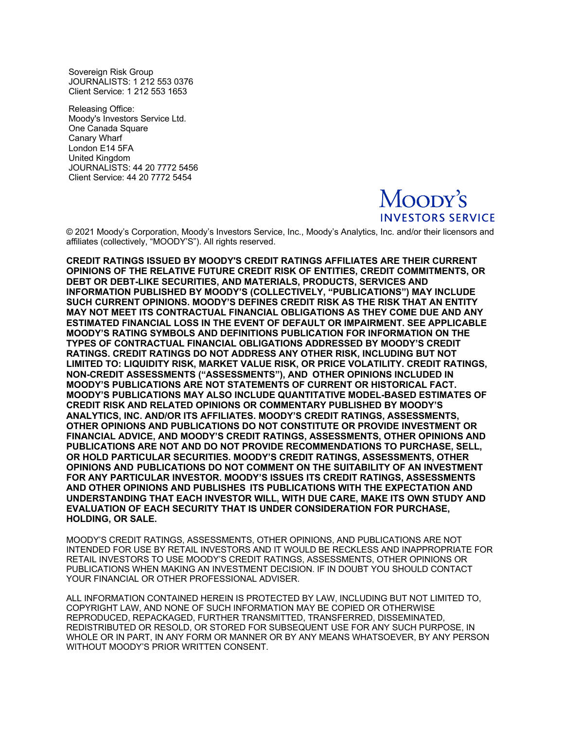Sovereign Risk Group
JOURNALISTS: 1 212 553 0376
Client Service: 1 212 553 1653

Releasing Office:
Moody's Investors Service Ltd.
One Canada Square
Canary Wharf
London E14 5FA
United Kingdom
JOURNALISTS: 44 20 7772 5456
Client Service: 44 20 7772 5454

MOODY'S
INVESTORS SERVICE

© 2021 Moody's Corporation, Moody's Investors Service, Inc., Moody's Analytics, Inc. and/or their licensors and affiliates (collectively, "MOODY'S"). All rights reserved.

**CREDIT RATINGS ISSUED BY MOODY'S CREDIT RATINGS AFFILIATES ARE THEIR CURRENT OPINIONS OF THE RELATIVE FUTURE CREDIT RISK OF ENTITIES, CREDIT COMMITMENTS, OR DEBT OR DEBT-LIKE SECURITIES, AND MATERIALS, PRODUCTS, SERVICES AND INFORMATION PUBLISHED BY MOODY'S (COLLECTIVELY, "PUBLICATIONS") MAY INCLUDE SUCH CURRENT OPINIONS. MOODY'S DEFINES CREDIT RISK AS THE RISK THAT AN ENTITY MAY NOT MEET ITS CONTRACTUAL FINANCIAL OBLIGATIONS AS THEY COME DUE AND ANY ESTIMATED FINANCIAL LOSS IN THE EVENT OF DEFAULT OR IMPAIRMENT. SEE APPLICABLE MOODY'S RATING SYMBOLS AND DEFINITIONS PUBLICATION FOR INFORMATION ON THE TYPES OF CONTRACTUAL FINANCIAL OBLIGATIONS ADDRESSED BY MOODY'S CREDIT RATINGS. CREDIT RATINGS DO NOT ADDRESS ANY OTHER RISK, INCLUDING BUT NOT LIMITED TO: LIQUIDITY RISK, MARKET VALUE RISK, OR PRICE VOLATILITY. CREDIT RATINGS, NON-CREDIT ASSESSMENTS ("ASSESSMENTS"), AND OTHER OPINIONS INCLUDED IN MOODY'S PUBLICATIONS ARE NOT STATEMENTS OF CURRENT OR HISTORICAL FACT. MOODY'S PUBLICATIONS MAY ALSO INCLUDE QUANTITATIVE MODEL-BASED ESTIMATES OF CREDIT RISK AND RELATED OPINIONS OR COMMENTARY PUBLISHED BY MOODY'S ANALYTICS, INC. AND/OR ITS AFFILIATES. MOODY'S CREDIT RATINGS, ASSESSMENTS, OTHER OPINIONS AND PUBLICATIONS DO NOT CONSTITUTE OR PROVIDE INVESTMENT OR FINANCIAL ADVICE, AND MOODY'S CREDIT RATINGS, ASSESSMENTS, OTHER OPINIONS AND PUBLICATIONS ARE NOT AND DO NOT PROVIDE RECOMMENDATIONS TO PURCHASE, SELL, OR HOLD PARTICULAR SECURITIES. MOODY'S CREDIT RATINGS, ASSESSMENTS, OTHER OPINIONS AND PUBLICATIONS DO NOT COMMENT ON THE SUITABILITY OF AN INVESTMENT FOR ANY PARTICULAR INVESTOR. MOODY'S ISSUES ITS CREDIT RATINGS, ASSESSMENTS AND OTHER OPINIONS AND PUBLISHES ITS PUBLICATIONS WITH THE EXPECTATION AND UNDERSTANDING THAT EACH INVESTOR WILL, WITH DUE CARE, MAKE ITS OWN STUDY AND EVALUATION OF EACH SECURITY THAT IS UNDER CONSIDERATION FOR PURCHASE, HOLDING, OR SALE.**

MOODY'S CREDIT RATINGS, ASSESSMENTS, OTHER OPINIONS, AND PUBLICATIONS ARE NOT INTENDED FOR USE BY RETAIL INVESTORS AND IT WOULD BE RECKLESS AND INAPPROPRIATE FOR RETAIL INVESTORS TO USE MOODY'S CREDIT RATINGS, ASSESSMENTS, OTHER OPINIONS OR PUBLICATIONS WHEN MAKING AN INVESTMENT DECISION. IF IN DOUBT YOU SHOULD CONTACT YOUR FINANCIAL OR OTHER PROFESSIONAL ADVISER.

ALL INFORMATION CONTAINED HEREIN IS PROTECTED BY LAW, INCLUDING BUT NOT LIMITED TO, COPYRIGHT LAW, AND NONE OF SUCH INFORMATION MAY BE COPIED OR OTHERWISE REPRODUCED, REPACKAGED, FURTHER TRANSMITTED, TRANSFERRED, DISSEMINATED, REDISTRIBUTED OR RESOLD, OR STORED FOR SUBSEQUENT USE FOR ANY SUCH PURPOSE, IN WHOLE OR IN PART, IN ANY FORM OR MANNER OR BY ANY MEANS WHATSOEVER, BY ANY PERSON WITHOUT MOODY'S PRIOR WRITTEN CONSENT.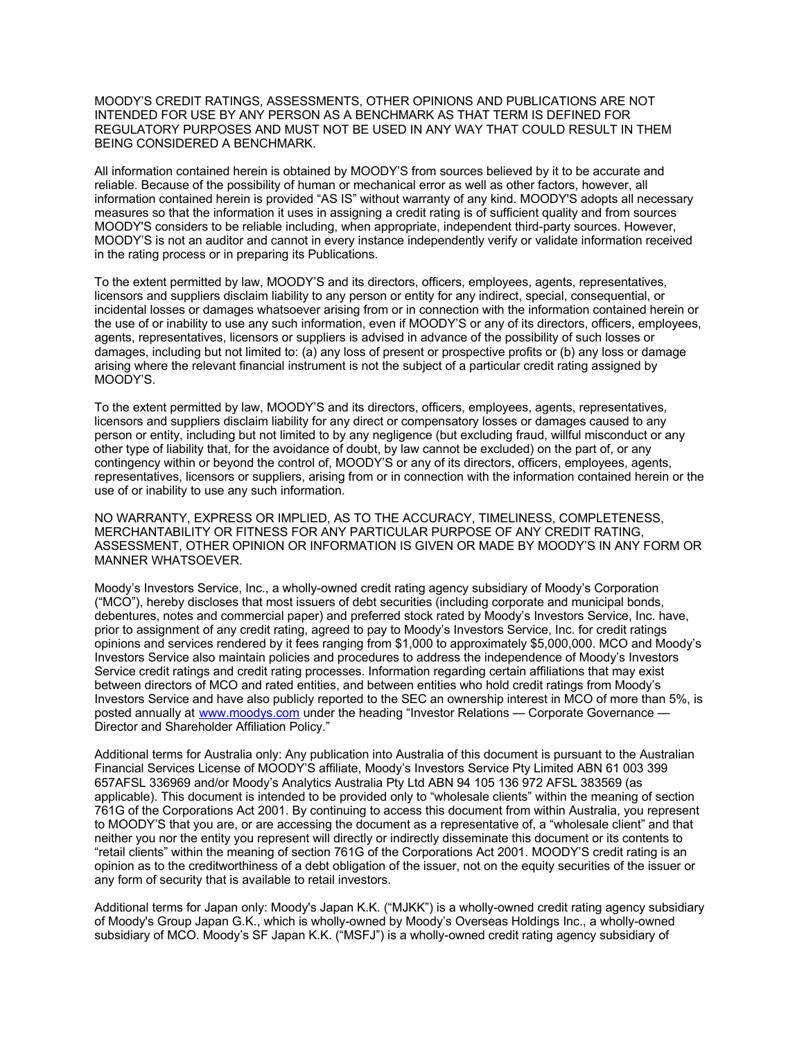MOODY'S CREDIT RATINGS, ASSESSMENTS, OTHER OPINIONS AND PUBLICATIONS ARE NOT INTENDED FOR USE BY ANY PERSON AS A BENCHMARK AS THAT TERM IS DEFINED FOR REGULATORY PURPOSES AND MUST NOT BE USED IN ANY WAY THAT COULD RESULT IN THEM BEING CONSIDERED A BENCHMARK.

All information contained herein is obtained by MOODY'S from sources believed by it to be accurate and reliable. Because of the possibility of human or mechanical error as well as other factors, however, all information contained herein is provided "AS IS" without warranty of any kind. MOODY'S adopts all necessary measures so that the information it uses in assigning a credit rating is of sufficient quality and from sources MOODY'S considers to be reliable including, when appropriate, independent third-party sources. However, MOODY'S is not an auditor and cannot in every instance independently verify or validate information received in the rating process or in preparing its Publications.

To the extent permitted by law, MOODY'S and its directors, officers, employees, agents, representatives, licensors and suppliers disclaim liability to any person or entity for any indirect, special, consequential, or incidental losses or damages whatsoever arising from or in connection with the information contained herein or the use of or inability to use any such information, even if MOODY'S or any of its directors, officers, employees, agents, representatives, licensors or suppliers is advised in advance of the possibility of such losses or damages, including but not limited to: (a) any loss of present or prospective profits or (b) any loss or damage arising where the relevant financial instrument is not the subject of a particular credit rating assigned by MOODY'S.

To the extent permitted by law, MOODY'S and its directors, officers, employees, agents, representatives, licensors and suppliers disclaim liability for any direct or compensatory losses or damages caused to any person or entity, including but not limited to by any negligence (but excluding fraud, willful misconduct or any other type of liability that, for the avoidance of doubt, by law cannot be excluded) on the part of, or any contingency within or beyond the control of, MOODY'S or any of its directors, officers, employees, agents, representatives, licensors or suppliers, arising from or in connection with the information contained herein or the use of or inability to use any such information.

NO WARRANTY, EXPRESS OR IMPLIED, AS TO THE ACCURACY, TIMELINESS, COMPLETENESS, MERCHANTABILITY OR FITNESS FOR ANY PARTICULAR PURPOSE OF ANY CREDIT RATING, ASSESSMENT, OTHER OPINION OR INFORMATION IS GIVEN OR MADE BY MOODY'S IN ANY FORM OR MANNER WHATSOEVER.

Moody's Investors Service, Inc., a wholly-owned credit rating agency subsidiary of Moody's Corporation ("MCO"), hereby discloses that most issuers of debt securities (including corporate and municipal bonds, debentures, notes and commercial paper) and preferred stock rated by Moody's Investors Service, Inc. have, prior to assignment of any credit rating, agreed to pay to Moody's Investors Service, Inc. for credit ratings opinions and services rendered by it fees ranging from $1,000 to approximately $5,000,000. MCO and Moody's Investors Service also maintain policies and procedures to address the independence of Moody's Investors Service credit ratings and credit rating processes. Information regarding certain affiliations that may exist between directors of MCO and rated entities, and between entities who hold credit ratings from Moody's Investors Service and have also publicly reported to the SEC an ownership interest in MCO of more than 5%, is posted annually at [www.moodys.com](http://www.moodys.com) under the heading "Investor Relations — Corporate Governance — Director and Shareholder Affiliation Policy."

Additional terms for Australia only: Any publication into Australia of this document is pursuant to the Australian Financial Services License of MOODY'S affiliate, Moody's Investors Service Pty Limited ABN 61 003 399 657AFSL 336969 and/or Moody's Analytics Australia Pty Ltd ABN 94 105 136 972 AFSL 383569 (as applicable). This document is intended to be provided only to "wholesale clients" within the meaning of section 761G of the Corporations Act 2001. By continuing to access this document from within Australia, you represent to MOODY'S that you are, or are accessing the document as a representative of, a "wholesale client" and that neither you nor the entity you represent will directly or indirectly disseminate this document or its contents to "retail clients" within the meaning of section 761G of the Corporations Act 2001. MOODY'S credit rating is an opinion as to the creditworthiness of a debt obligation of the issuer, not on the equity securities of the issuer or any form of security that is available to retail investors.

Additional terms for Japan only: Moody's Japan K.K. ("MJKK") is a wholly-owned credit rating agency subsidiary of Moody's Group Japan G.K., which is wholly-owned by Moody's Overseas Holdings Inc., a wholly-owned subsidiary of MCO. Moody's SF Japan K.K. ("MSFJ") is a wholly-owned credit rating agency subsidiary of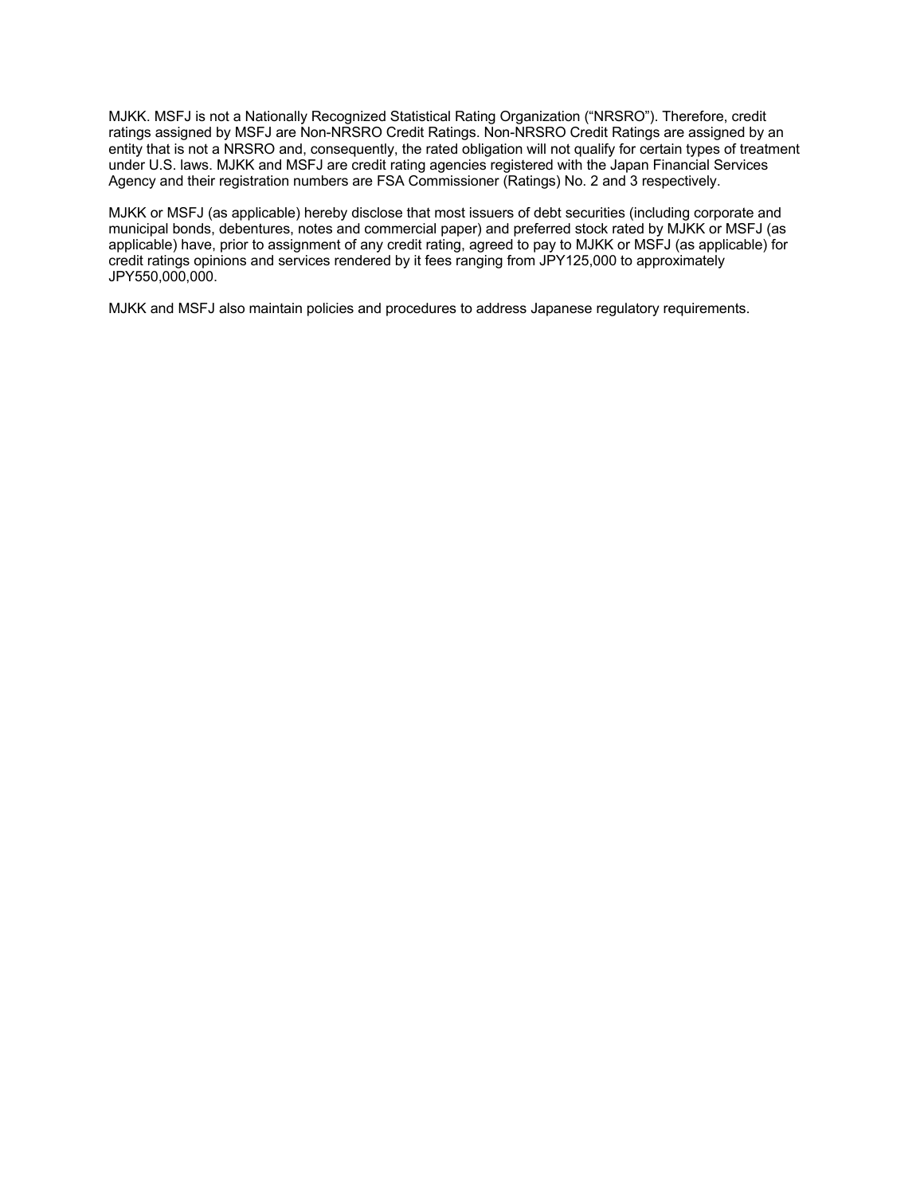MJKK. MSFJ is not a Nationally Recognized Statistical Rating Organization ("NRSRO"). Therefore, credit ratings assigned by MSFJ are Non-NRSRO Credit Ratings. Non-NRSRO Credit Ratings are assigned by an entity that is not a NRSRO and, consequently, the rated obligation will not qualify for certain types of treatment under U.S. laws. MJKK and MSFJ are credit rating agencies registered with the Japan Financial Services Agency and their registration numbers are FSA Commissioner (Ratings) No. 2 and 3 respectively.

MJKK or MSFJ (as applicable) hereby disclose that most issuers of debt securities (including corporate and municipal bonds, debentures, notes and commercial paper) and preferred stock rated by MJKK or MSFJ (as applicable) have, prior to assignment of any credit rating, agreed to pay to MJKK or MSFJ (as applicable) for credit ratings opinions and services rendered by it fees ranging from JPY125,000 to approximately JPY550,000,000.

MJKK and MSFJ also maintain policies and procedures to address Japanese regulatory requirements.